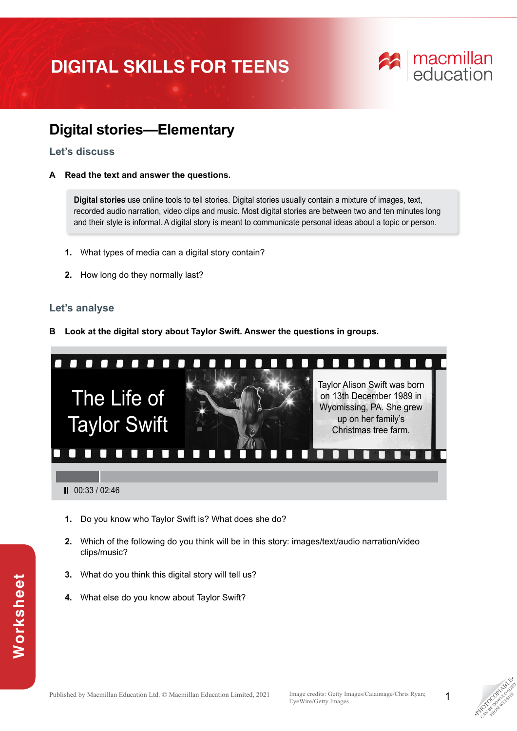# DIGITAL SKILLS FOR TEENS

## Digital stories—Elementary

### Let's discuss

**A Read the text and answer the questions.**

**Digital stories** use online tools to tell stories. Digital stories usually contain a mixture of images, text, recorded audio narration, video clips and music. Most digital stories are between two and ten minutes long and their style is informal. A digital story is meant to communicate personal ideas about a topic or person.

1. What types of media can a digital story contain?
2. How long do they normally last?

### Let's analyse

**B Look at the digital story about Taylor Swift. Answer the questions in groups.**

The Life of Taylor Swift

Taylor Alison Swift was born on 13th December 1989 in Wyomissing, PA. She grew up on her family's Christmas tree farm.

00:33 / 02:46

1. Do you know who Taylor Swift is? What does she do?
2. Which of the following do you think will be in this story: images/text/audio narration/video clips/music?
3. What do you think this digital story will tell us?
4. What else do you know about Taylor Swift?

Published by Macmillan Education Ltd. © Macmillan Education Limited, 2021

Image credits: Getty Images/Caiaimage/Chris Ryan; EyeWire/Getty Images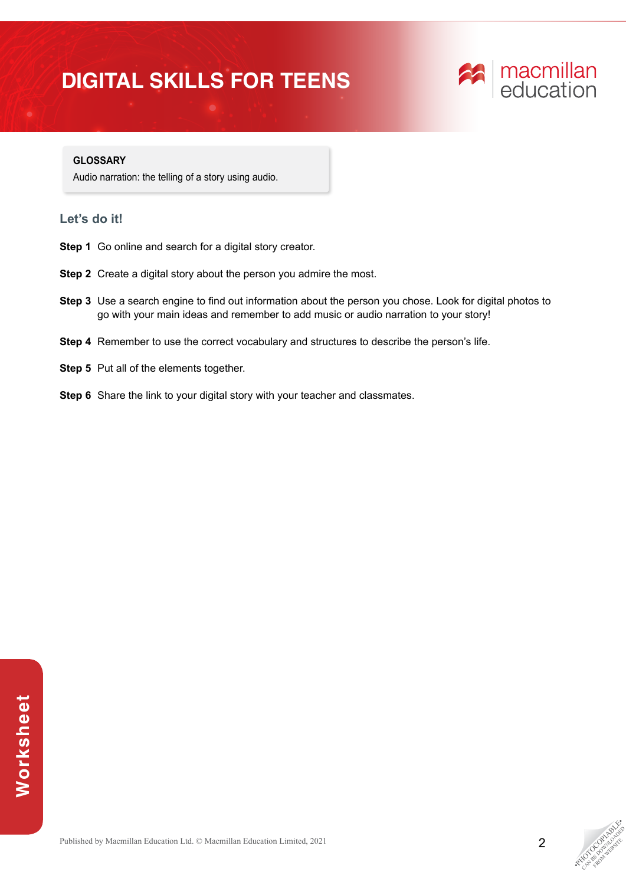**GLOSSARY**

Audio narration: the telling of a story using audio.

## Let's do it!

**Step 1** Go online and search for a digital story creator.

**Step 2** Create a digital story about the person you admire the most.

**Step 3** Use a search engine to find out information about the person you chose. Look for digital photos to go with your main ideas and remember to add music or audio narration to your story!

**Step 4** Remember to use the correct vocabulary and structures to describe the person's life.

**Step 5** Put all of the elements together.

**Step 6** Share the link to your digital story with your teacher and classmates.